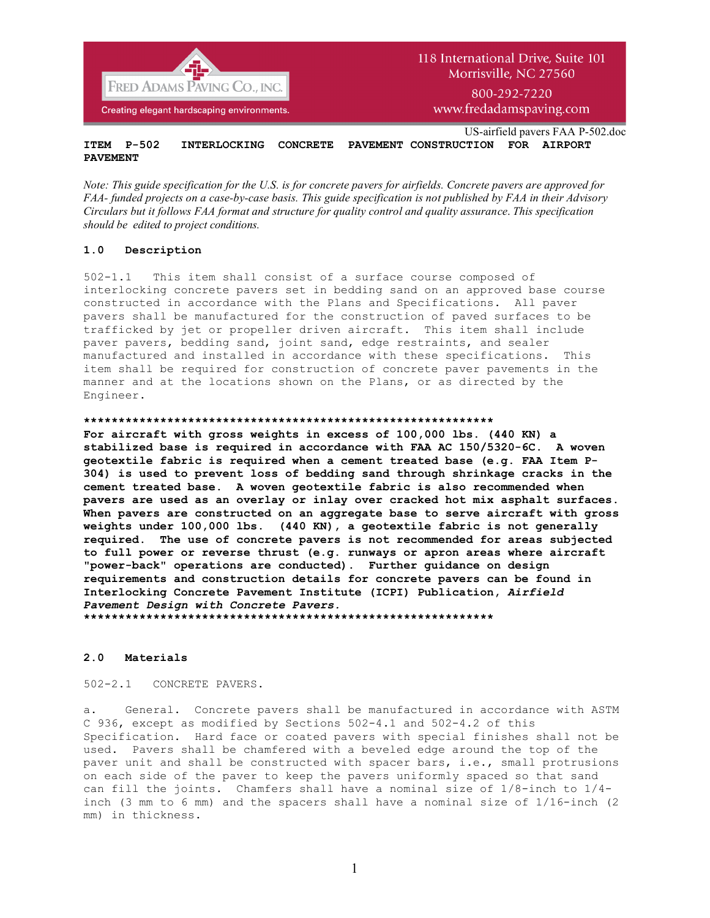# ITEM P-502 INTERLOCKING CONCRETE PAVEMENT CONSTRUCTION FOR AIRPORT PAVEMENT

*Note: This guide specification for the U.S. is for concrete pavers for airfields. Concrete pavers are approved for FAA- funded projects on a case-by-case basis. This guide specification is not published by FAA in their Advisory Circulars but it follows FAA format and structure for quality control and quality assurance. This specification should be edited to project conditions.*

## 1.0 Description

502-1.1 This item shall consist of a surface course composed of interlocking concrete pavers set in bedding sand on an approved base course constructed in accordance with the Plans and Specifications. All paver pavers shall be manufactured for the construction of paved surfaces to be trafficked by jet or propeller driven aircraft. This item shall include paver pavers, bedding sand, joint sand, edge restraints, and sealer manufactured and installed in accordance with these specifications. This item shall be required for construction of concrete paver pavements in the manner and at the locations shown on the Plans, or as directed by the Engineer.

**\*\*\*\*\*\*\*\*\*\*\*\*\*\*\*\*\*\*\*\*\*\*\*\*\*\*\*\*\*\*\*\*\*\*\*\*\*\*\*\*\*\*\*\*\*\*\*\*\*\*\*\*\*\*\*\*\*\*\*\*\*\*\*\***

**For aircraft with gross weights in excess of 100,000 lbs. (440 KN) a stabilized base is required in accordance with FAA AC 150/5320-6C. A woven geotextile fabric is required when a cement treated base (e.g. FAA Item P-304) is used to prevent loss of bedding sand through shrinkage cracks in the cement treated base. A woven geotextile fabric is also recommended when pavers are used as an overlay or inlay over cracked hot mix asphalt surfaces. When pavers are constructed on an aggregate base to serve aircraft with gross weights under 100,000 lbs. (440 KN), a geotextile fabric is not generally required. The use of concrete pavers is not recommended for areas subjected to full power or reverse thrust (e.g. runways or apron areas where aircraft "power-back" operations are conducted). Further guidance on design requirements and construction details for concrete pavers can be found in Interlocking Concrete Pavement Institute (ICPI) Publication, *Airfield Pavement Design with Concrete Pavers*.**

**\*\*\*\*\*\*\*\*\*\*\*\*\*\*\*\*\*\*\*\*\*\*\*\*\*\*\*\*\*\*\*\*\*\*\*\*\*\*\*\*\*\*\*\*\*\*\*\*\*\*\*\*\*\*\*\*\*\*\*\*\*\*\*\***

## 2.0 Materials

502-2.1 CONCRETE PAVERS.

a. General. Concrete pavers shall be manufactured in accordance with ASTM C 936, except as modified by Sections 502-4.1 and 502-4.2 of this Specification. Hard face or coated pavers with special finishes shall not be used. Pavers shall be chamfered with a beveled edge around the top of the paver unit and shall be constructed with spacer bars, i.e., small protrusions on each side of the paver to keep the pavers uniformly spaced so that sand can fill the joints. Chamfers shall have a nominal size of 1/8-inch to 1/4-inch (3 mm to 6 mm) and the spacers shall have a nominal size of 1/16-inch (2 mm) in thickness.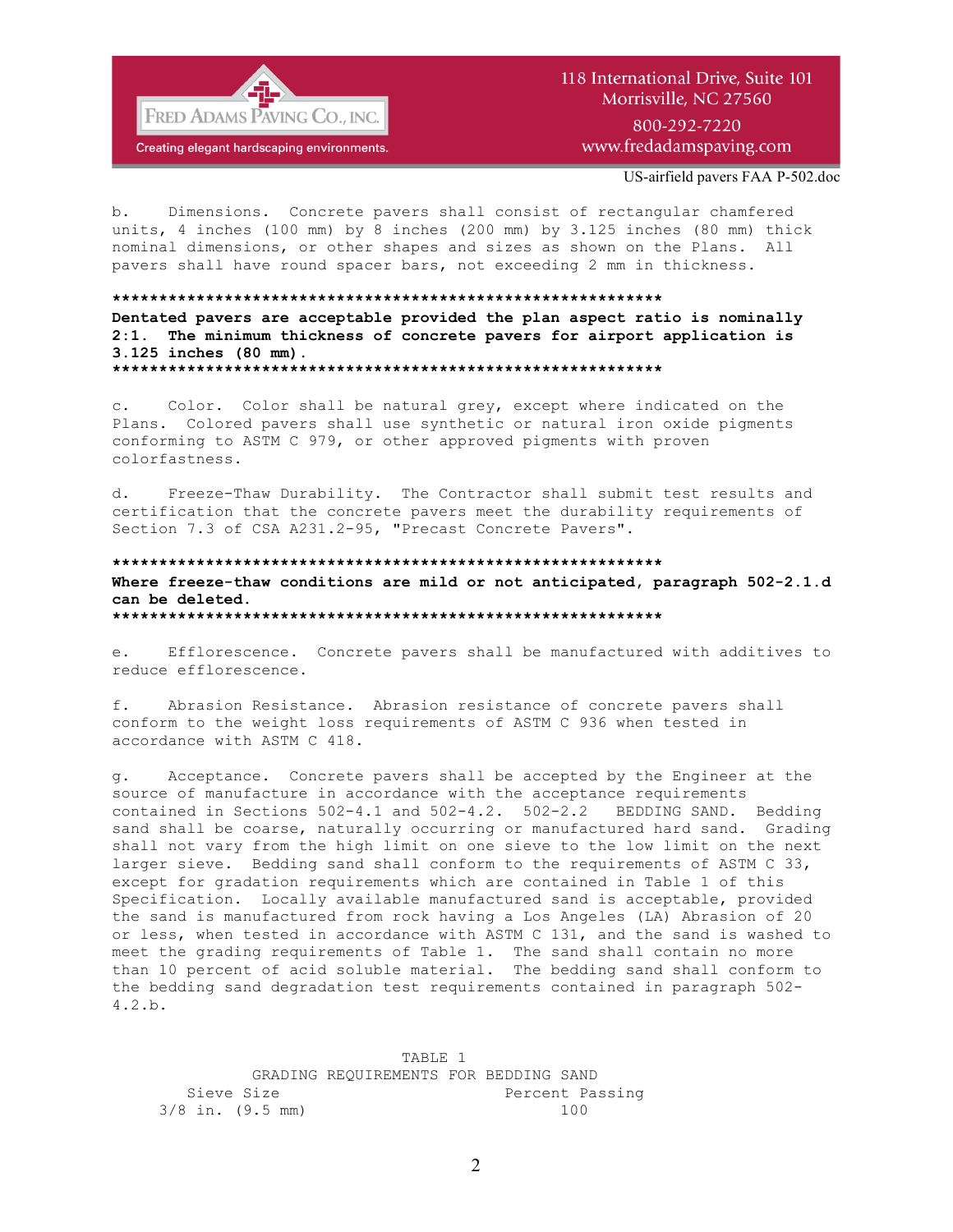b. Dimensions. Concrete pavers shall consist of rectangular chamfered units, 4 inches (100 mm) by 8 inches (200 mm) by 3.125 inches (80 mm) thick nominal dimensions, or other shapes and sizes as shown on the Plans. All pavers shall have round spacer bars, not exceeding 2 mm in thickness.

*************************************************************

**Dentated pavers are acceptable provided the plan aspect ratio is nominally 2:1. The minimum thickness of concrete pavers for airport application is 3.125 inches (80 mm).**

*************************************************************

c. Color. Color shall be natural grey, except where indicated on the Plans. Colored pavers shall use synthetic or natural iron oxide pigments conforming to ASTM C 979, or other approved pigments with proven colorfastness.

d. Freeze-Thaw Durability. The Contractor shall submit test results and certification that the concrete pavers meet the durability requirements of Section 7.3 of CSA A231.2-95, "Precast Concrete Pavers".

*************************************************************

**Where freeze-thaw conditions are mild or not anticipated, paragraph 502-2.1.d can be deleted.**

*************************************************************

e. Efflorescence. Concrete pavers shall be manufactured with additives to reduce efflorescence.

f. Abrasion Resistance. Abrasion resistance of concrete pavers shall conform to the weight loss requirements of ASTM C 936 when tested in accordance with ASTM C 418.

g. Acceptance. Concrete pavers shall be accepted by the Engineer at the source of manufacture in accordance with the acceptance requirements contained in Sections 502-4.1 and 502-4.2. 502-2.2 BEDDING SAND. Bedding sand shall be coarse, naturally occurring or manufactured hard sand. Grading shall not vary from the high limit on one sieve to the low limit on the next larger sieve. Bedding sand shall conform to the requirements of ASTM C 33, except for gradation requirements which are contained in Table 1 of this Specification. Locally available manufactured sand is acceptable, provided the sand is manufactured from rock having a Los Angeles (LA) Abrasion of 20 or less, when tested in accordance with ASTM C 131, and the sand is washed to meet the grading requirements of Table 1. The sand shall contain no more than 10 percent of acid soluble material. The bedding sand shall conform to the bedding sand degradation test requirements contained in paragraph 502-4.2.b.

TABLE 1
GRADING REQUIREMENTS FOR BEDDING SAND

| Sieve Size | Percent Passing |
|---|---|
| 3/8 in. (9.5 mm) | 100 |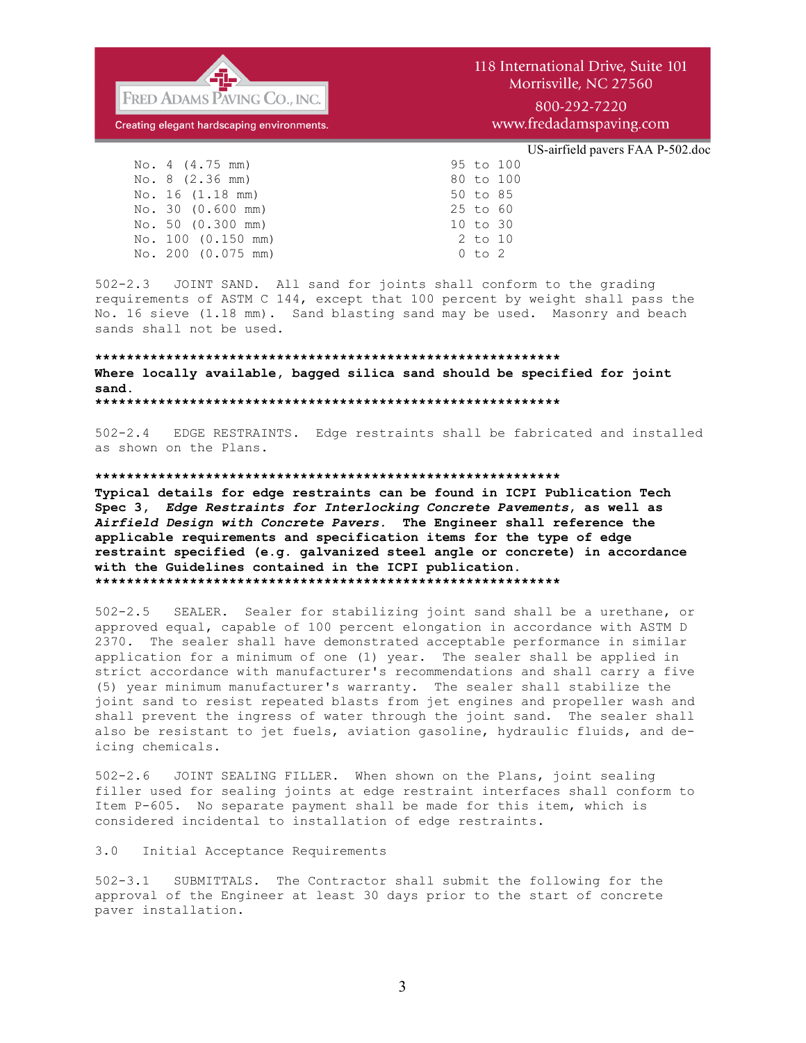| Sieve | Percent passing |
|---|---|
| No. 4 (4.75 mm) | 95 to 100 |
| No. 8 (2.36 mm) | 80 to 100 |
| No. 16 (1.18 mm) | 50 to 85 |
| No. 30 (0.600 mm) | 25 to 60 |
| No. 50 (0.300 mm) | 10 to 30 |
| No. 100 (0.150 mm) | 2 to 10 |
| No. 200 (0.075 mm) | 0 to 2 |

502-2.3 JOINT SAND. All sand for joints shall conform to the grading requirements of ASTM C 144, except that 100 percent by weight shall pass the No. 16 sieve (1.18 mm). Sand blasting sand may be used. Masonry and beach sands shall not be used.

**************************************************************

**Where locally available, bagged silica sand should be specified for joint sand.**

**************************************************************

502-2.4 EDGE RESTRAINTS. Edge restraints shall be fabricated and installed as shown on the Plans.

**************************************************************

**Typical details for edge restraints can be found in ICPI Publication Tech Spec 3, *Edge Restraints for Interlocking Concrete Pavements*, as well as *Airfield Design with Concrete Pavers*. The Engineer shall reference the applicable requirements and specification items for the type of edge restraint specified (e.g. galvanized steel angle or concrete) in accordance with the Guidelines contained in the ICPI publication.**

**************************************************************

502-2.5 SEALER. Sealer for stabilizing joint sand shall be a urethane, or approved equal, capable of 100 percent elongation in accordance with ASTM D 2370. The sealer shall have demonstrated acceptable performance in similar application for a minimum of one (1) year. The sealer shall be applied in strict accordance with manufacturer's recommendations and shall carry a five (5) year minimum manufacturer's warranty. The sealer shall stabilize the joint sand to resist repeated blasts from jet engines and propeller wash and shall prevent the ingress of water through the joint sand. The sealer shall also be resistant to jet fuels, aviation gasoline, hydraulic fluids, and de-icing chemicals.

502-2.6 JOINT SEALING FILLER. When shown on the Plans, joint sealing filler used for sealing joints at edge restraint interfaces shall conform to Item P-605. No separate payment shall be made for this item, which is considered incidental to installation of edge restraints.

3.0 Initial Acceptance Requirements

502-3.1 SUBMITTALS. The Contractor shall submit the following for the approval of the Engineer at least 30 days prior to the start of concrete paver installation.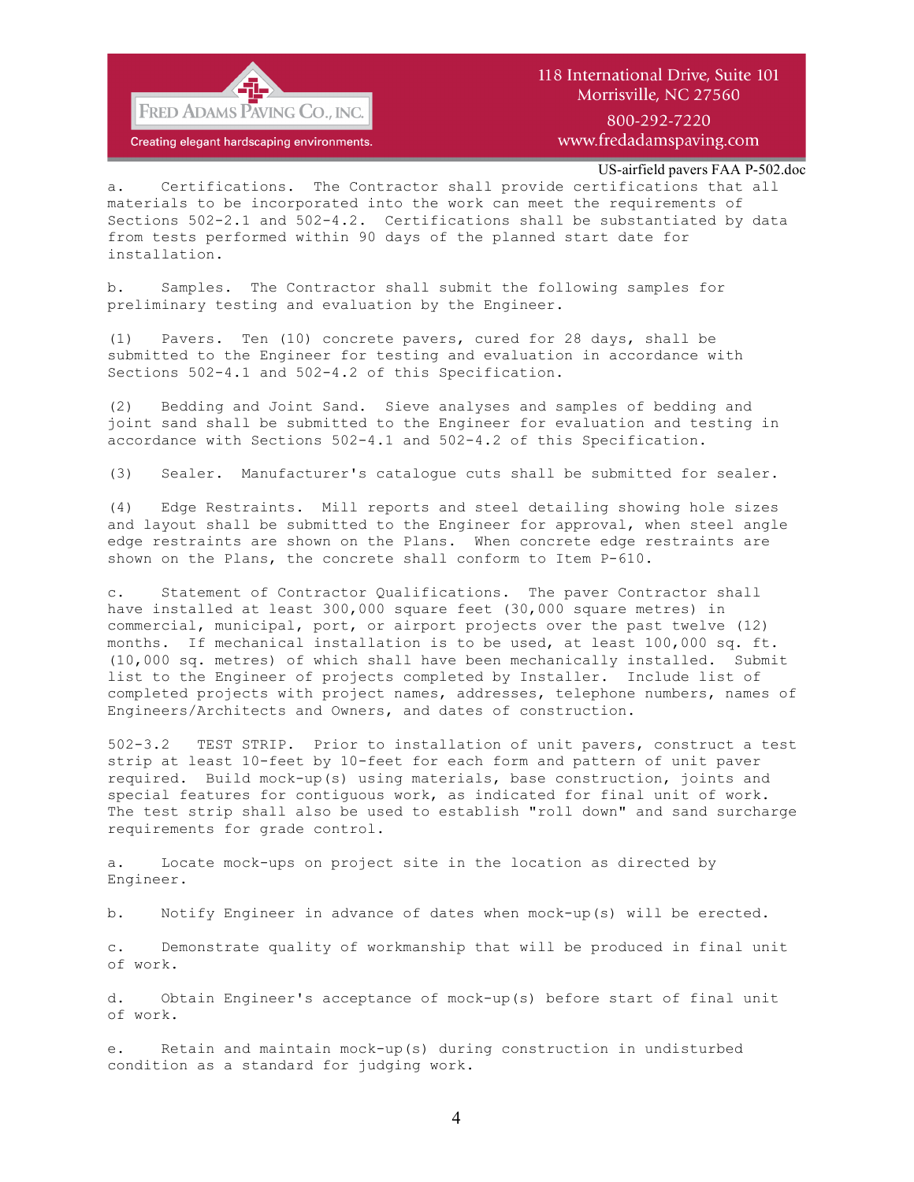a. Certifications. The Contractor shall provide certifications that all materials to be incorporated into the work can meet the requirements of Sections 502-2.1 and 502-4.2. Certifications shall be substantiated by data from tests performed within 90 days of the planned start date for installation.

b. Samples. The Contractor shall submit the following samples for preliminary testing and evaluation by the Engineer.

(1) Pavers. Ten (10) concrete pavers, cured for 28 days, shall be submitted to the Engineer for testing and evaluation in accordance with Sections 502-4.1 and 502-4.2 of this Specification.

(2) Bedding and Joint Sand. Sieve analyses and samples of bedding and joint sand shall be submitted to the Engineer for evaluation and testing in accordance with Sections 502-4.1 and 502-4.2 of this Specification.

(3) Sealer. Manufacturer's catalogue cuts shall be submitted for sealer.

(4) Edge Restraints. Mill reports and steel detailing showing hole sizes and layout shall be submitted to the Engineer for approval, when steel angle edge restraints are shown on the Plans. When concrete edge restraints are shown on the Plans, the concrete shall conform to Item P-610.

c. Statement of Contractor Qualifications. The paver Contractor shall have installed at least 300,000 square feet (30,000 square metres) in commercial, municipal, port, or airport projects over the past twelve (12) months. If mechanical installation is to be used, at least 100,000 sq. ft. (10,000 sq. metres) of which shall have been mechanically installed. Submit list to the Engineer of projects completed by Installer. Include list of completed projects with project names, addresses, telephone numbers, names of Engineers/Architects and Owners, and dates of construction.

502-3.2 TEST STRIP. Prior to installation of unit pavers, construct a test strip at least 10-feet by 10-feet for each form and pattern of unit paver required. Build mock-up(s) using materials, base construction, joints and special features for contiguous work, as indicated for final unit of work. The test strip shall also be used to establish "roll down" and sand surcharge requirements for grade control.

a. Locate mock-ups on project site in the location as directed by Engineer.

b. Notify Engineer in advance of dates when mock-up(s) will be erected.

c. Demonstrate quality of workmanship that will be produced in final unit of work.

d. Obtain Engineer's acceptance of mock-up(s) before start of final unit of work.

e. Retain and maintain mock-up(s) during construction in undisturbed condition as a standard for judging work.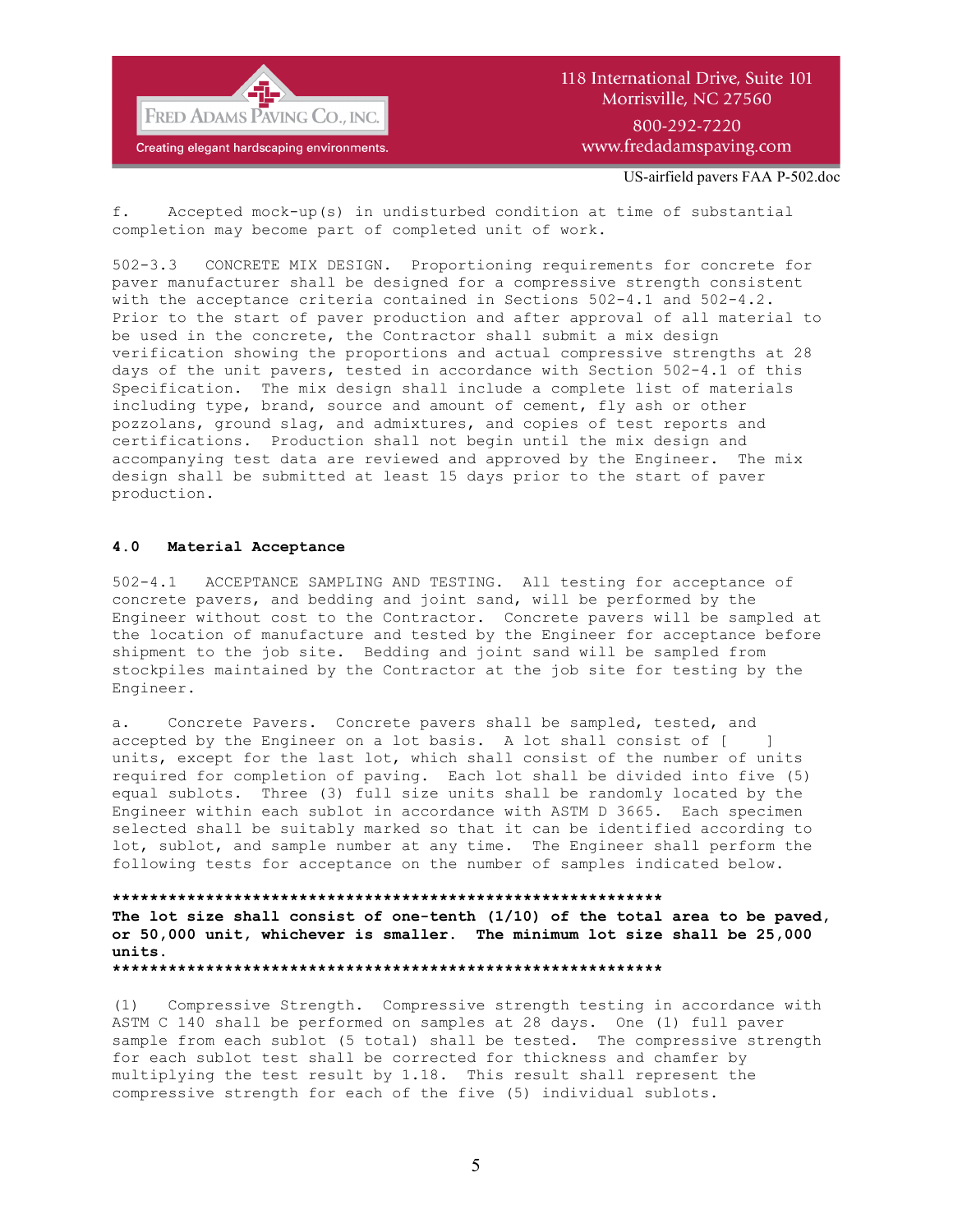f. Accepted mock-up(s) in undisturbed condition at time of substantial completion may become part of completed unit of work.

502-3.3 CONCRETE MIX DESIGN. Proportioning requirements for concrete for paver manufacturer shall be designed for a compressive strength consistent with the acceptance criteria contained in Sections 502-4.1 and 502-4.2. Prior to the start of paver production and after approval of all material to be used in the concrete, the Contractor shall submit a mix design verification showing the proportions and actual compressive strengths at 28 days of the unit pavers, tested in accordance with Section 502-4.1 of this Specification. The mix design shall include a complete list of materials including type, brand, source and amount of cement, fly ash or other pozzolans, ground slag, and admixtures, and copies of test reports and certifications. Production shall not begin until the mix design and accompanying test data are reviewed and approved by the Engineer. The mix design shall be submitted at least 15 days prior to the start of paver production.

## 4.0 Material Acceptance

502-4.1 ACCEPTANCE SAMPLING AND TESTING. All testing for acceptance of concrete pavers, and bedding and joint sand, will be performed by the Engineer without cost to the Contractor. Concrete pavers will be sampled at the location of manufacture and tested by the Engineer for acceptance before shipment to the job site. Bedding and joint sand will be sampled from stockpiles maintained by the Contractor at the job site for testing by the Engineer.

a. Concrete Pavers. Concrete pavers shall be sampled, tested, and accepted by the Engineer on a lot basis. A lot shall consist of [ ] units, except for the last lot, which shall consist of the number of units required for completion of paving. Each lot shall be divided into five (5) equal sublots. Three (3) full size units shall be randomly located by the Engineer within each sublot in accordance with ASTM D 3665. Each specimen selected shall be suitably marked so that it can be identified according to lot, sublot, and sample number at any time. The Engineer shall perform the following tests for acceptance on the number of samples indicated below.

**\*\*\*\*\*\*\*\*\*\*\*\*\*\*\*\*\*\*\*\*\*\*\*\*\*\*\*\*\*\*\*\*\*\*\*\*\*\*\*\*\*\*\*\*\*\*\*\*\*\*\*\*\*\*\*\*\*\*\*\*\*\*\*\*\***
**The lot size shall consist of one-tenth (1/10) of the total area to be paved, or 50,000 unit, whichever is smaller. The minimum lot size shall be 25,000 units.**
**\*\*\*\*\*\*\*\*\*\*\*\*\*\*\*\*\*\*\*\*\*\*\*\*\*\*\*\*\*\*\*\*\*\*\*\*\*\*\*\*\*\*\*\*\*\*\*\*\*\*\*\*\*\*\*\*\*\*\*\*\*\*\*\*\***

(1) Compressive Strength. Compressive strength testing in accordance with ASTM C 140 shall be performed on samples at 28 days. One (1) full paver sample from each sublot (5 total) shall be tested. The compressive strength for each sublot test shall be corrected for thickness and chamfer by multiplying the test result by 1.18. This result shall represent the compressive strength for each of the five (5) individual sublots.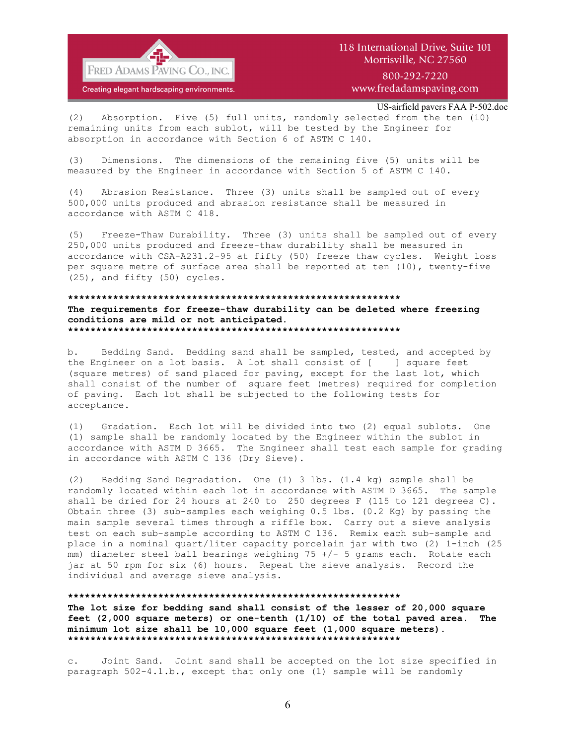(2) Absorption. Five (5) full units, randomly selected from the ten (10) remaining units from each sublot, will be tested by the Engineer for absorption in accordance with Section 6 of ASTM C 140.

(3) Dimensions. The dimensions of the remaining five (5) units will be measured by the Engineer in accordance with Section 5 of ASTM C 140.

(4) Abrasion Resistance. Three (3) units shall be sampled out of every 500,000 units produced and abrasion resistance shall be measured in accordance with ASTM C 418.

(5) Freeze-Thaw Durability. Three (3) units shall be sampled out of every 250,000 units produced and freeze-thaw durability shall be measured in accordance with CSA-A231.2-95 at fifty (50) freeze thaw cycles. Weight loss per square metre of surface area shall be reported at ten (10), twenty-five (25), and fifty (50) cycles.

**\*\*\*\*\*\*\*\*\*\*\*\*\*\*\*\*\*\*\*\*\*\*\*\*\*\*\*\*\*\*\*\*\*\*\*\*\*\*\*\*\*\*\*\*\*\*\*\*\*\*\*\*\*\*\*\*\*\*\*\*\*\*\***
**The requirements for freeze-thaw durability can be deleted where freezing conditions are mild or not anticipated.**
**\*\*\*\*\*\*\*\*\*\*\*\*\*\*\*\*\*\*\*\*\*\*\*\*\*\*\*\*\*\*\*\*\*\*\*\*\*\*\*\*\*\*\*\*\*\*\*\*\*\*\*\*\*\*\*\*\*\*\*\*\*\*\***

b. Bedding Sand. Bedding sand shall be sampled, tested, and accepted by the Engineer on a lot basis. A lot shall consist of [ ] square feet (square metres) of sand placed for paving, except for the last lot, which shall consist of the number of square feet (metres) required for completion of paving. Each lot shall be subjected to the following tests for acceptance.

(1) Gradation. Each lot will be divided into two (2) equal sublots. One (1) sample shall be randomly located by the Engineer within the sublot in accordance with ASTM D 3665. The Engineer shall test each sample for grading in accordance with ASTM C 136 (Dry Sieve).

(2) Bedding Sand Degradation. One (1) 3 lbs. (1.4 kg) sample shall be randomly located within each lot in accordance with ASTM D 3665. The sample shall be dried for 24 hours at 240 to 250 degrees F (115 to 121 degrees C). Obtain three (3) sub-samples each weighing 0.5 lbs. (0.2 Kg) by passing the main sample several times through a riffle box. Carry out a sieve analysis test on each sub-sample according to ASTM C 136. Remix each sub-sample and place in a nominal quart/liter capacity porcelain jar with two (2) 1-inch (25 mm) diameter steel ball bearings weighing 75 +/- 5 grams each. Rotate each jar at 50 rpm for six (6) hours. Repeat the sieve analysis. Record the individual and average sieve analysis.

**\*\*\*\*\*\*\*\*\*\*\*\*\*\*\*\*\*\*\*\*\*\*\*\*\*\*\*\*\*\*\*\*\*\*\*\*\*\*\*\*\*\*\*\*\*\*\*\*\*\*\*\*\*\*\*\*\*\*\*\*\*\*\***
**The lot size for bedding sand shall consist of the lesser of 20,000 square feet (2,000 square meters) or one-tenth (1/10) of the total paved area. The minimum lot size shall be 10,000 square feet (1,000 square meters).**
**\*\*\*\*\*\*\*\*\*\*\*\*\*\*\*\*\*\*\*\*\*\*\*\*\*\*\*\*\*\*\*\*\*\*\*\*\*\*\*\*\*\*\*\*\*\*\*\*\*\*\*\*\*\*\*\*\*\*\*\*\*\*\***

c. Joint Sand. Joint sand shall be accepted on the lot size specified in paragraph 502-4.1.b., except that only one (1) sample will be randomly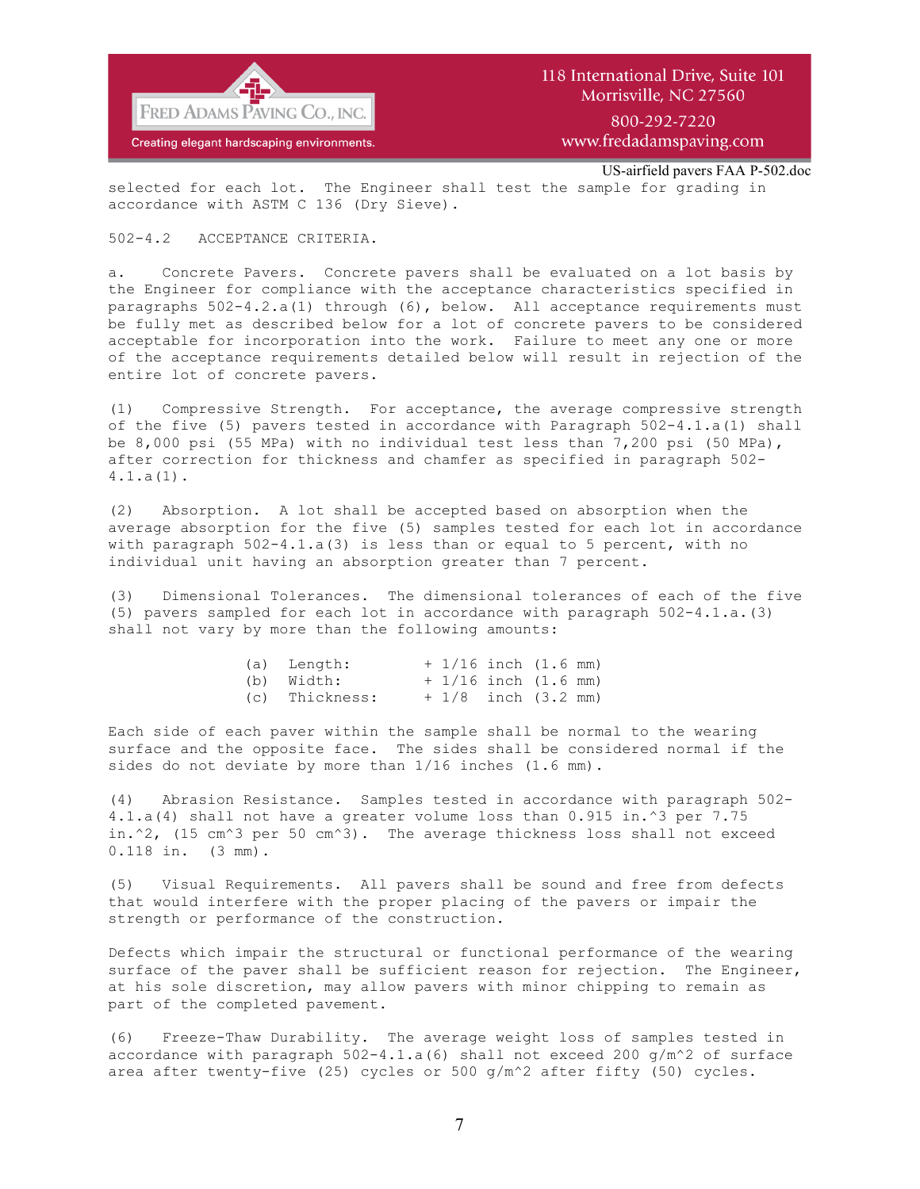selected for each lot. The Engineer shall test the sample for grading in accordance with ASTM C 136 (Dry Sieve).

502-4.2 ACCEPTANCE CRITERIA.

a. Concrete Pavers. Concrete pavers shall be evaluated on a lot basis by the Engineer for compliance with the acceptance characteristics specified in paragraphs 502-4.2.a(1) through (6), below. All acceptance requirements must be fully met as described below for a lot of concrete pavers to be considered acceptable for incorporation into the work. Failure to meet any one or more of the acceptance requirements detailed below will result in rejection of the entire lot of concrete pavers.

(1) Compressive Strength. For acceptance, the average compressive strength of the five (5) pavers tested in accordance with Paragraph 502-4.1.a(1) shall be 8,000 psi (55 MPa) with no individual test less than 7,200 psi (50 MPa), after correction for thickness and chamfer as specified in paragraph 502-4.1.a(1).

(2) Absorption. A lot shall be accepted based on absorption when the average absorption for the five (5) samples tested for each lot in accordance with paragraph 502-4.1.a(3) is less than or equal to 5 percent, with no individual unit having an absorption greater than 7 percent.

(3) Dimensional Tolerances. The dimensional tolerances of each of the five (5) pavers sampled for each lot in accordance with paragraph 502-4.1.a.(3) shall not vary by more than the following amounts:

(a) Length: + 1/16 inch (1.6 mm)
(b) Width: + 1/16 inch (1.6 mm)
(c) Thickness: + 1/8 inch (3.2 mm)

Each side of each paver within the sample shall be normal to the wearing surface and the opposite face. The sides shall be considered normal if the sides do not deviate by more than 1/16 inches (1.6 mm).

(4) Abrasion Resistance. Samples tested in accordance with paragraph 502-4.1.a(4) shall not have a greater volume loss than 0.915 in.^3 per 7.75 in.^2, (15 cm^3 per 50 cm^3). The average thickness loss shall not exceed 0.118 in. (3 mm).

(5) Visual Requirements. All pavers shall be sound and free from defects that would interfere with the proper placing of the pavers or impair the strength or performance of the construction.

Defects which impair the structural or functional performance of the wearing surface of the paver shall be sufficient reason for rejection. The Engineer, at his sole discretion, may allow pavers with minor chipping to remain as part of the completed pavement.

(6) Freeze-Thaw Durability. The average weight loss of samples tested in accordance with paragraph 502-4.1.a(6) shall not exceed 200 g/m^2 of surface area after twenty-five (25) cycles or 500 g/m^2 after fifty (50) cycles.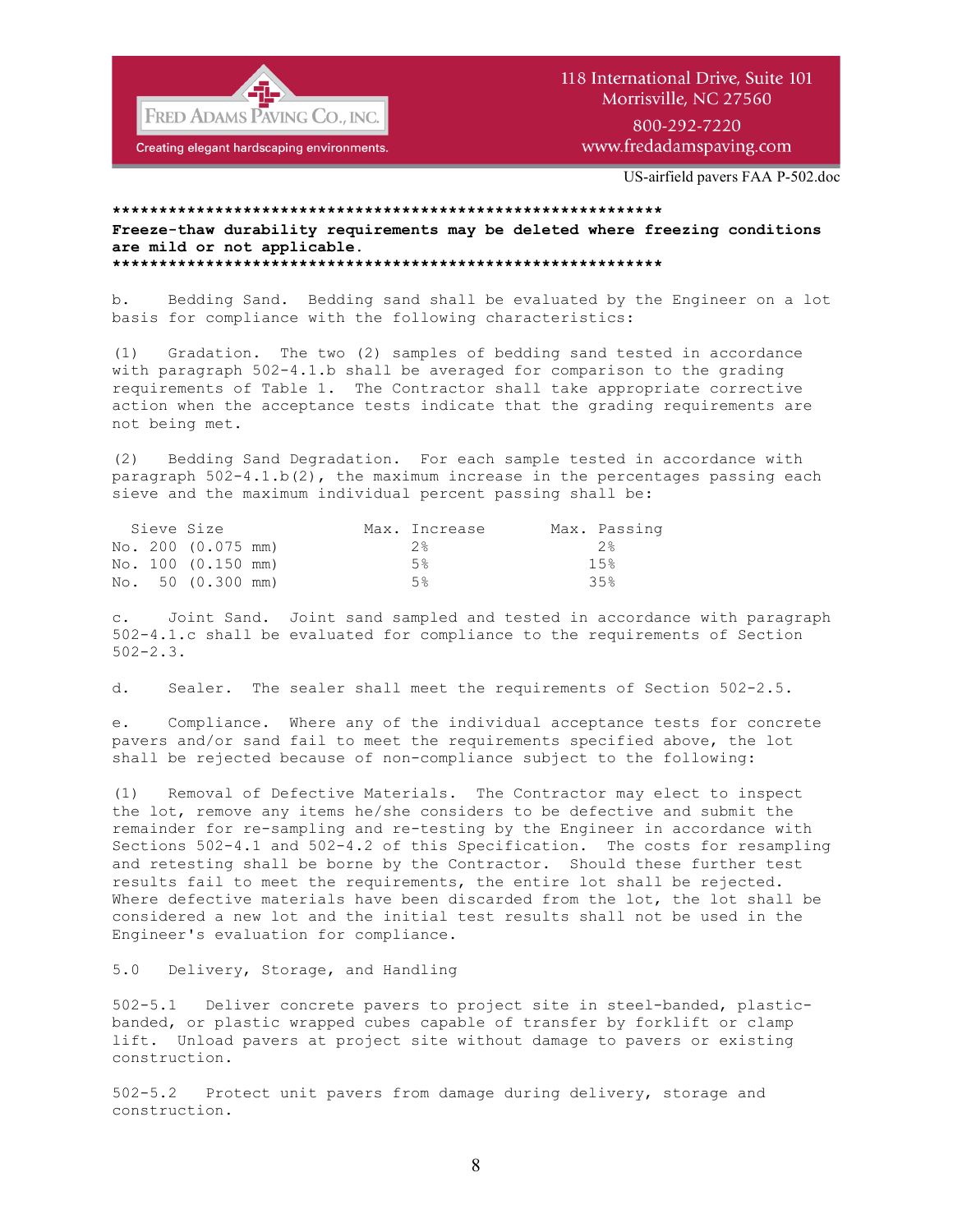\*\*\*\*\*\*\*\*\*\*\*\*\*\*\*\*\*\*\*\*\*\*\*\*\*\*\*\*\*\*\*\*\*\*\*\*\*\*\*\*\*\*\*\*\*\*\*\*\*\*\*\*\*\*\*\*\*\*\*\*\*\*\*\*\*\*\*\*\*\*

**Freeze-thaw durability requirements may be deleted where freezing conditions are mild or not applicable.**

\*\*\*\*\*\*\*\*\*\*\*\*\*\*\*\*\*\*\*\*\*\*\*\*\*\*\*\*\*\*\*\*\*\*\*\*\*\*\*\*\*\*\*\*\*\*\*\*\*\*\*\*\*\*\*\*\*\*\*\*\*\*\*\*\*\*\*\*\*\*

b. Bedding Sand. Bedding sand shall be evaluated by the Engineer on a lot basis for compliance with the following characteristics:

(1) Gradation. The two (2) samples of bedding sand tested in accordance with paragraph 502-4.1.b shall be averaged for comparison to the grading requirements of Table 1. The Contractor shall take appropriate corrective action when the acceptance tests indicate that the grading requirements are not being met.

(2) Bedding Sand Degradation. For each sample tested in accordance with paragraph 502-4.1.b(2), the maximum increase in the percentages passing each sieve and the maximum individual percent passing shall be:

| Sieve Size | Max. Increase | Max. Passing |
|---|---|---|
| No. 200 (0.075 mm) | 2% | 2% |
| No. 100 (0.150 mm) | 5% | 15% |
| No. 50 (0.300 mm) | 5% | 35% |

c. Joint Sand. Joint sand sampled and tested in accordance with paragraph 502-4.1.c shall be evaluated for compliance to the requirements of Section 502-2.3.

d. Sealer. The sealer shall meet the requirements of Section 502-2.5.

e. Compliance. Where any of the individual acceptance tests for concrete pavers and/or sand fail to meet the requirements specified above, the lot shall be rejected because of non-compliance subject to the following:

(1) Removal of Defective Materials. The Contractor may elect to inspect the lot, remove any items he/she considers to be defective and submit the remainder for re-sampling and re-testing by the Engineer in accordance with Sections 502-4.1 and 502-4.2 of this Specification. The costs for resampling and retesting shall be borne by the Contractor. Should these further test results fail to meet the requirements, the entire lot shall be rejected. Where defective materials have been discarded from the lot, the lot shall be considered a new lot and the initial test results shall not be used in the Engineer's evaluation for compliance.

## 5.0 Delivery, Storage, and Handling

502-5.1 Deliver concrete pavers to project site in steel-banded, plastic-banded, or plastic wrapped cubes capable of transfer by forklift or clamp lift. Unload pavers at project site without damage to pavers or existing construction.

502-5.2 Protect unit pavers from damage during delivery, storage and construction.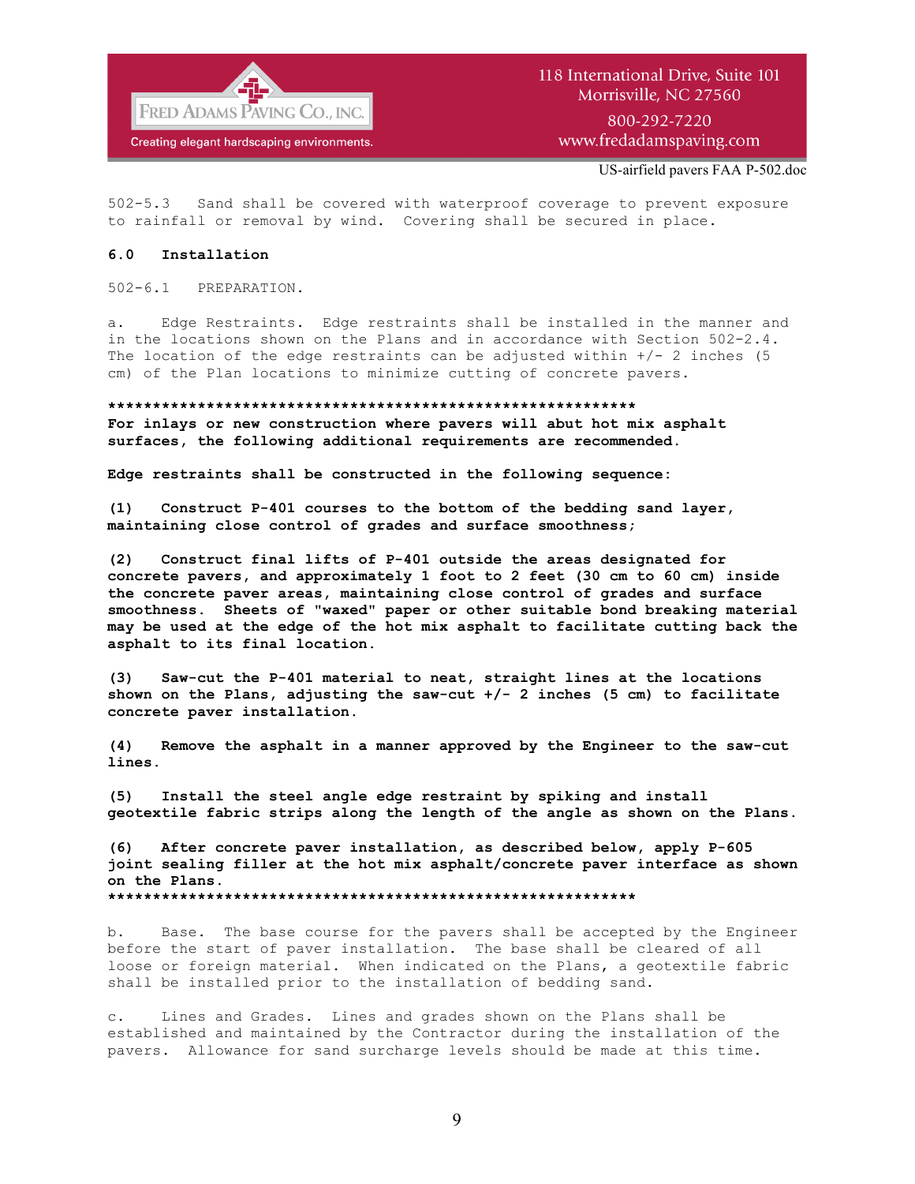502-5.3 Sand shall be covered with waterproof coverage to prevent exposure to rainfall or removal by wind. Covering shall be secured in place.

## 6.0 Installation

502-6.1 PREPARATION.

a. Edge Restraints. Edge restraints shall be installed in the manner and in the locations shown on the Plans and in accordance with Section 502-2.4. The location of the edge restraints can be adjusted within +/- 2 inches (5 cm) of the Plan locations to minimize cutting of concrete pavers.

**************************************************************

**For inlays or new construction where pavers will abut hot mix asphalt surfaces, the following additional requirements are recommended.**

**Edge restraints shall be constructed in the following sequence:**

**(1) Construct P-401 courses to the bottom of the bedding sand layer, maintaining close control of grades and surface smoothness;**

**(2) Construct final lifts of P-401 outside the areas designated for concrete pavers, and approximately 1 foot to 2 feet (30 cm to 60 cm) inside the concrete paver areas, maintaining close control of grades and surface smoothness. Sheets of "waxed" paper or other suitable bond breaking material may be used at the edge of the hot mix asphalt to facilitate cutting back the asphalt to its final location.**

**(3) Saw-cut the P-401 material to neat, straight lines at the locations shown on the Plans, adjusting the saw-cut +/- 2 inches (5 cm) to facilitate concrete paver installation.**

**(4) Remove the asphalt in a manner approved by the Engineer to the saw-cut lines.**

**(5) Install the steel angle edge restraint by spiking and install geotextile fabric strips along the length of the angle as shown on the Plans.**

**(6) After concrete paver installation, as described below, apply P-605 joint sealing filler at the hot mix asphalt/concrete paver interface as shown on the Plans.**

**************************************************************

b. Base. The base course for the pavers shall be accepted by the Engineer before the start of paver installation. The base shall be cleared of all loose or foreign material. When indicated on the Plans, a geotextile fabric shall be installed prior to the installation of bedding sand.

c. Lines and Grades. Lines and grades shown on the Plans shall be established and maintained by the Contractor during the installation of the pavers. Allowance for sand surcharge levels should be made at this time.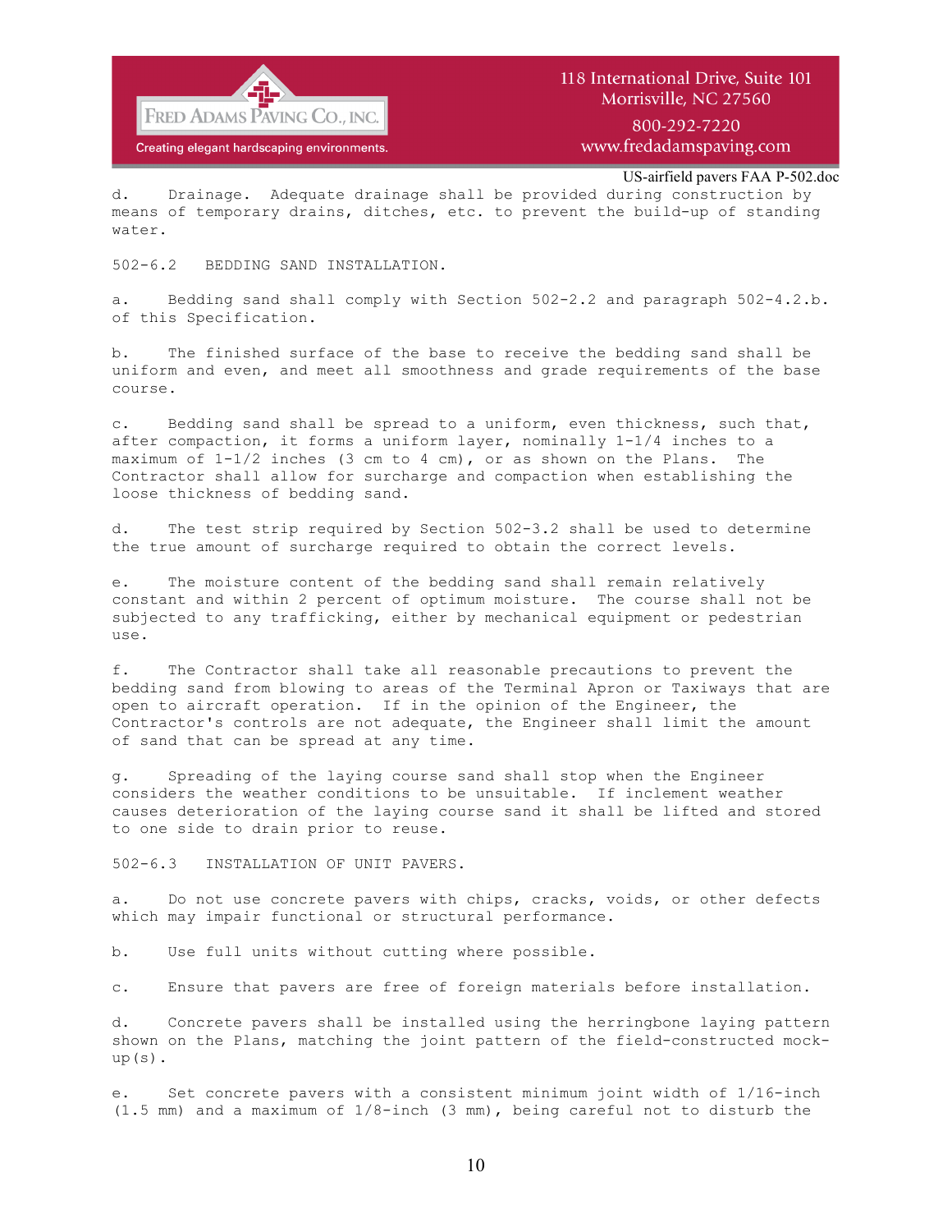d. Drainage. Adequate drainage shall be provided during construction by means of temporary drains, ditches, etc. to prevent the build-up of standing water.

## 502-6.2 BEDDING SAND INSTALLATION.

a. Bedding sand shall comply with Section 502-2.2 and paragraph 502-4.2.b. of this Specification.

b. The finished surface of the base to receive the bedding sand shall be uniform and even, and meet all smoothness and grade requirements of the base course.

c. Bedding sand shall be spread to a uniform, even thickness, such that, after compaction, it forms a uniform layer, nominally 1-1/4 inches to a maximum of 1-1/2 inches (3 cm to 4 cm), or as shown on the Plans. The Contractor shall allow for surcharge and compaction when establishing the loose thickness of bedding sand.

d. The test strip required by Section 502-3.2 shall be used to determine the true amount of surcharge required to obtain the correct levels.

e. The moisture content of the bedding sand shall remain relatively constant and within 2 percent of optimum moisture. The course shall not be subjected to any trafficking, either by mechanical equipment or pedestrian use.

f. The Contractor shall take all reasonable precautions to prevent the bedding sand from blowing to areas of the Terminal Apron or Taxiways that are open to aircraft operation. If in the opinion of the Engineer, the Contractor's controls are not adequate, the Engineer shall limit the amount of sand that can be spread at any time.

g. Spreading of the laying course sand shall stop when the Engineer considers the weather conditions to be unsuitable. If inclement weather causes deterioration of the laying course sand it shall be lifted and stored to one side to drain prior to reuse.

## 502-6.3 INSTALLATION OF UNIT PAVERS.

a. Do not use concrete pavers with chips, cracks, voids, or other defects which may impair functional or structural performance.

b. Use full units without cutting where possible.

c. Ensure that pavers are free of foreign materials before installation.

d. Concrete pavers shall be installed using the herringbone laying pattern shown on the Plans, matching the joint pattern of the field-constructed mock-up(s).

e. Set concrete pavers with a consistent minimum joint width of 1/16-inch (1.5 mm) and a maximum of 1/8-inch (3 mm), being careful not to disturb the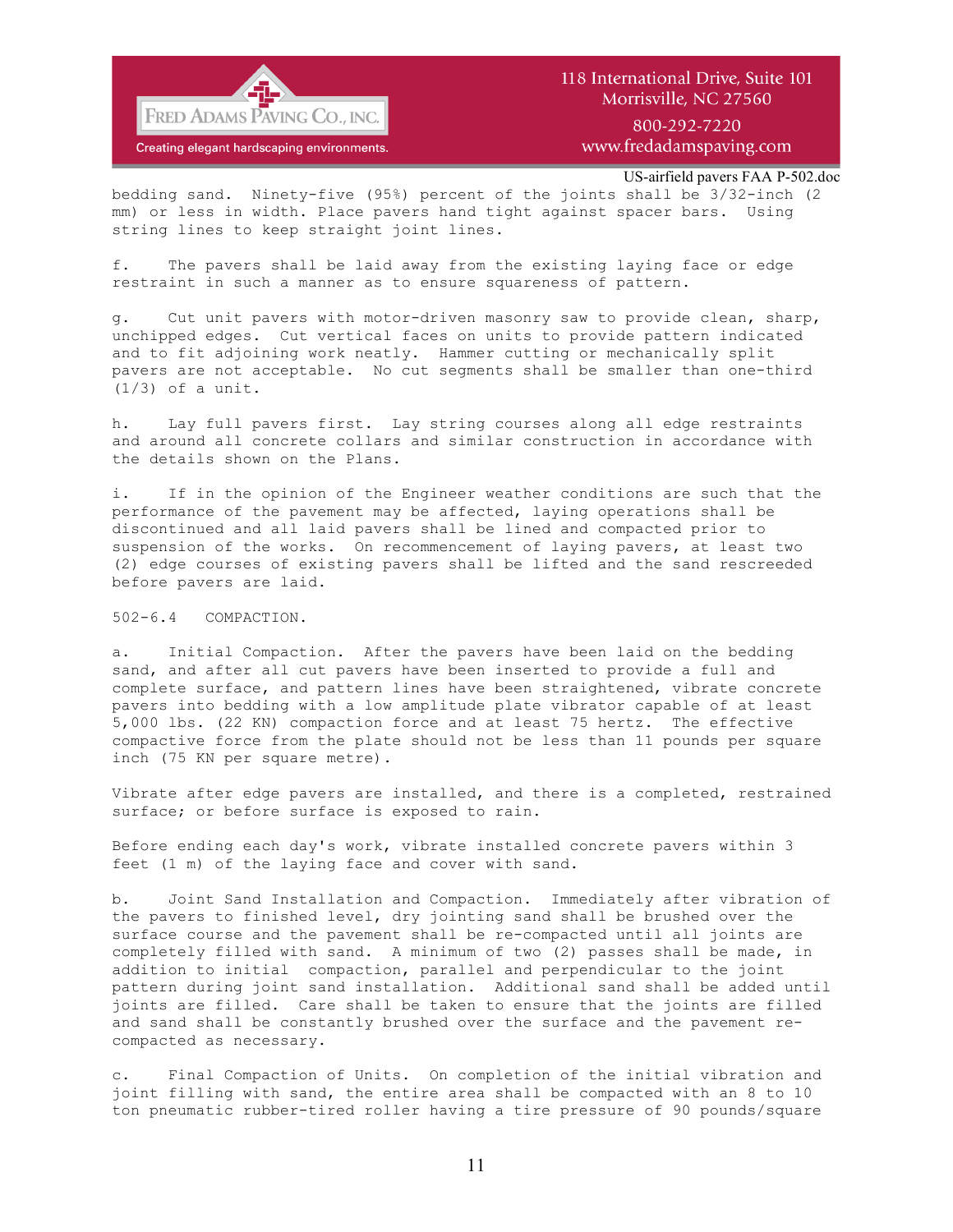bedding sand. Ninety-five (95%) percent of the joints shall be 3/32-inch (2 mm) or less in width. Place pavers hand tight against spacer bars. Using string lines to keep straight joint lines.

f. The pavers shall be laid away from the existing laying face or edge restraint in such a manner as to ensure squareness of pattern.

g. Cut unit pavers with motor-driven masonry saw to provide clean, sharp, unchipped edges. Cut vertical faces on units to provide pattern indicated and to fit adjoining work neatly. Hammer cutting or mechanically split pavers are not acceptable. No cut segments shall be smaller than one-third (1/3) of a unit.

h. Lay full pavers first. Lay string courses along all edge restraints and around all concrete collars and similar construction in accordance with the details shown on the Plans.

i. If in the opinion of the Engineer weather conditions are such that the performance of the pavement may be affected, laying operations shall be discontinued and all laid pavers shall be lined and compacted prior to suspension of the works. On recommencement of laying pavers, at least two (2) edge courses of existing pavers shall be lifted and the sand rescreeded before pavers are laid.

502-6.4 COMPACTION.

a. Initial Compaction. After the pavers have been laid on the bedding sand, and after all cut pavers have been inserted to provide a full and complete surface, and pattern lines have been straightened, vibrate concrete pavers into bedding with a low amplitude plate vibrator capable of at least 5,000 lbs. (22 KN) compaction force and at least 75 hertz. The effective compactive force from the plate should not be less than 11 pounds per square inch (75 KN per square metre).

Vibrate after edge pavers are installed, and there is a completed, restrained surface; or before surface is exposed to rain.

Before ending each day's work, vibrate installed concrete pavers within 3 feet (1 m) of the laying face and cover with sand.

b. Joint Sand Installation and Compaction. Immediately after vibration of the pavers to finished level, dry jointing sand shall be brushed over the surface course and the pavement shall be re-compacted until all joints are completely filled with sand. A minimum of two (2) passes shall be made, in addition to initial compaction, parallel and perpendicular to the joint pattern during joint sand installation. Additional sand shall be added until joints are filled. Care shall be taken to ensure that the joints are filled and sand shall be constantly brushed over the surface and the pavement re-compacted as necessary.

c. Final Compaction of Units. On completion of the initial vibration and joint filling with sand, the entire area shall be compacted with an 8 to 10 ton pneumatic rubber-tired roller having a tire pressure of 90 pounds/square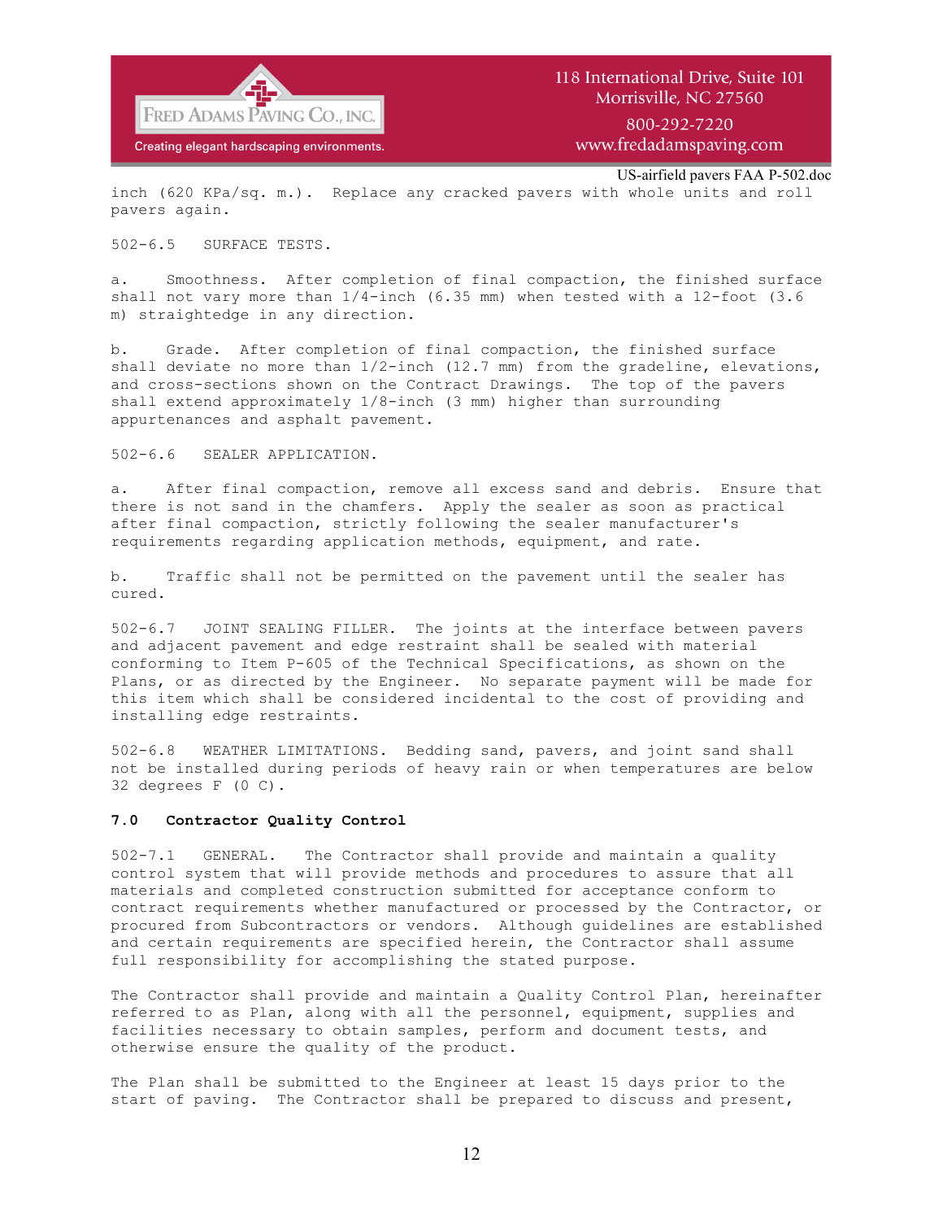inch (620 KPa/sq. m.). Replace any cracked pavers with whole units and roll pavers again.

502-6.5 SURFACE TESTS.

a. Smoothness. After completion of final compaction, the finished surface shall not vary more than 1/4-inch (6.35 mm) when tested with a 12-foot (3.6 m) straightedge in any direction.

b. Grade. After completion of final compaction, the finished surface shall deviate no more than 1/2-inch (12.7 mm) from the gradeline, elevations, and cross-sections shown on the Contract Drawings. The top of the pavers shall extend approximately 1/8-inch (3 mm) higher than surrounding appurtenances and asphalt pavement.

502-6.6 SEALER APPLICATION.

a. After final compaction, remove all excess sand and debris. Ensure that there is not sand in the chamfers. Apply the sealer as soon as practical after final compaction, strictly following the sealer manufacturer's requirements regarding application methods, equipment, and rate.

b. Traffic shall not be permitted on the pavement until the sealer has cured.

502-6.7 JOINT SEALING FILLER. The joints at the interface between pavers and adjacent pavement and edge restraint shall be sealed with material conforming to Item P-605 of the Technical Specifications, as shown on the Plans, or as directed by the Engineer. No separate payment will be made for this item which shall be considered incidental to the cost of providing and installing edge restraints.

502-6.8 WEATHER LIMITATIONS. Bedding sand, pavers, and joint sand shall not be installed during periods of heavy rain or when temperatures are below 32 degrees F (0 C).

## 7.0 Contractor Quality Control

502-7.1 GENERAL. The Contractor shall provide and maintain a quality control system that will provide methods and procedures to assure that all materials and completed construction submitted for acceptance conform to contract requirements whether manufactured or processed by the Contractor, or procured from Subcontractors or vendors. Although guidelines are established and certain requirements are specified herein, the Contractor shall assume full responsibility for accomplishing the stated purpose.

The Contractor shall provide and maintain a Quality Control Plan, hereinafter referred to as Plan, along with all the personnel, equipment, supplies and facilities necessary to obtain samples, perform and document tests, and otherwise ensure the quality of the product.

The Plan shall be submitted to the Engineer at least 15 days prior to the start of paving. The Contractor shall be prepared to discuss and present,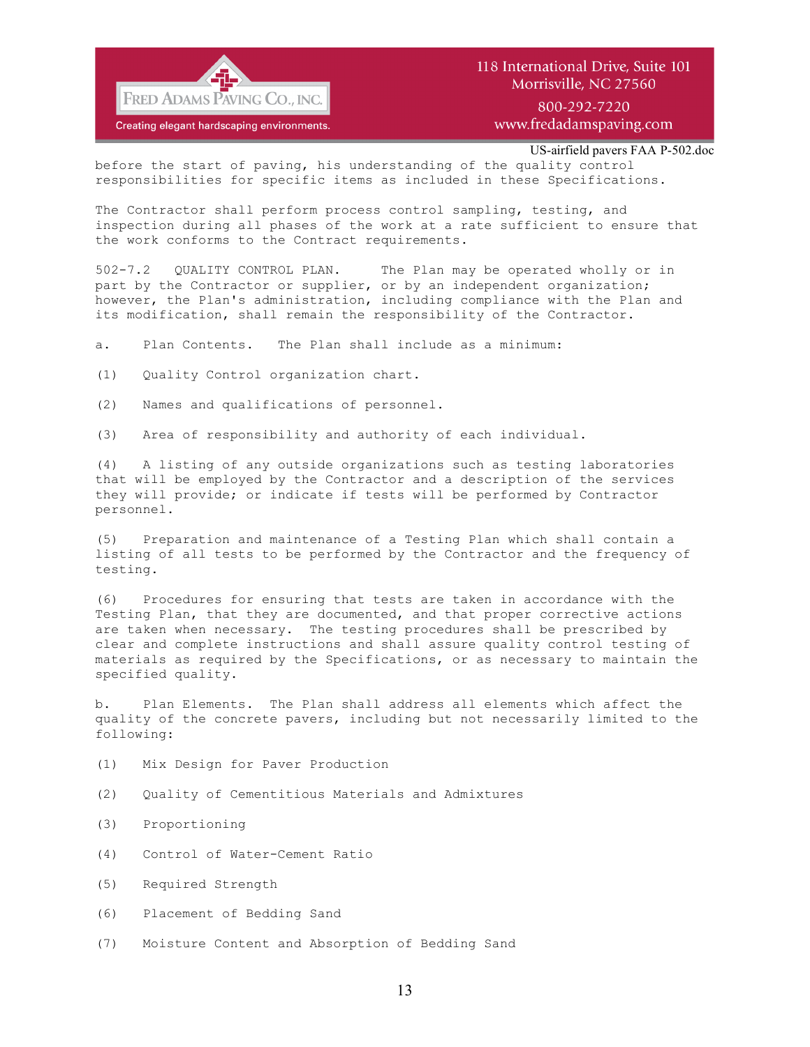before the start of paving, his understanding of the quality control responsibilities for specific items as included in these Specifications.

The Contractor shall perform process control sampling, testing, and inspection during all phases of the work at a rate sufficient to ensure that the work conforms to the Contract requirements.

502-7.2 QUALITY CONTROL PLAN. The Plan may be operated wholly or in part by the Contractor or supplier, or by an independent organization; however, the Plan's administration, including compliance with the Plan and its modification, shall remain the responsibility of the Contractor.

a. Plan Contents. The Plan shall include as a minimum:

(1) Quality Control organization chart.

(2) Names and qualifications of personnel.

(3) Area of responsibility and authority of each individual.

(4) A listing of any outside organizations such as testing laboratories that will be employed by the Contractor and a description of the services they will provide; or indicate if tests will be performed by Contractor personnel.

(5) Preparation and maintenance of a Testing Plan which shall contain a listing of all tests to be performed by the Contractor and the frequency of testing.

(6) Procedures for ensuring that tests are taken in accordance with the Testing Plan, that they are documented, and that proper corrective actions are taken when necessary. The testing procedures shall be prescribed by clear and complete instructions and shall assure quality control testing of materials as required by the Specifications, or as necessary to maintain the specified quality.

b. Plan Elements. The Plan shall address all elements which affect the quality of the concrete pavers, including but not necessarily limited to the following:

(1) Mix Design for Paver Production

(2) Quality of Cementitious Materials and Admixtures

(3) Proportioning

(4) Control of Water-Cement Ratio

(5) Required Strength

(6) Placement of Bedding Sand

(7) Moisture Content and Absorption of Bedding Sand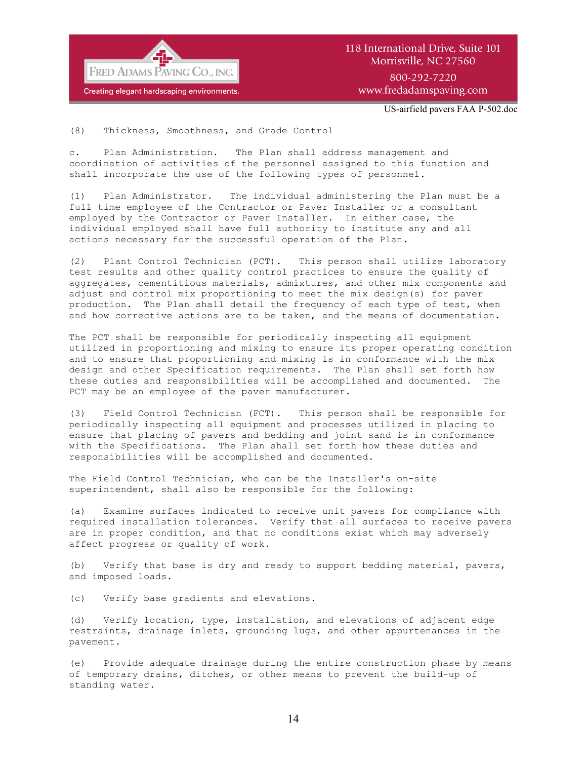(8) Thickness, Smoothness, and Grade Control

c. Plan Administration. The Plan shall address management and coordination of activities of the personnel assigned to this function and shall incorporate the use of the following types of personnel.

(1) Plan Administrator. The individual administering the Plan must be a full time employee of the Contractor or Paver Installer or a consultant employed by the Contractor or Paver Installer. In either case, the individual employed shall have full authority to institute any and all actions necessary for the successful operation of the Plan.

(2) Plant Control Technician (PCT). This person shall utilize laboratory test results and other quality control practices to ensure the quality of aggregates, cementitious materials, admixtures, and other mix components and adjust and control mix proportioning to meet the mix design(s) for paver production. The Plan shall detail the frequency of each type of test, when and how corrective actions are to be taken, and the means of documentation.

The PCT shall be responsible for periodically inspecting all equipment utilized in proportioning and mixing to ensure its proper operating condition and to ensure that proportioning and mixing is in conformance with the mix design and other Specification requirements. The Plan shall set forth how these duties and responsibilities will be accomplished and documented. The PCT may be an employee of the paver manufacturer.

(3) Field Control Technician (FCT). This person shall be responsible for periodically inspecting all equipment and processes utilized in placing to ensure that placing of pavers and bedding and joint sand is in conformance with the Specifications. The Plan shall set forth how these duties and responsibilities will be accomplished and documented.

The Field Control Technician, who can be the Installer's on-site superintendent, shall also be responsible for the following:

(a) Examine surfaces indicated to receive unit pavers for compliance with required installation tolerances. Verify that all surfaces to receive pavers are in proper condition, and that no conditions exist which may adversely affect progress or quality of work.

(b) Verify that base is dry and ready to support bedding material, pavers, and imposed loads.

(c) Verify base gradients and elevations.

(d) Verify location, type, installation, and elevations of adjacent edge restraints, drainage inlets, grounding lugs, and other appurtenances in the pavement.

(e) Provide adequate drainage during the entire construction phase by means of temporary drains, ditches, or other means to prevent the build-up of standing water.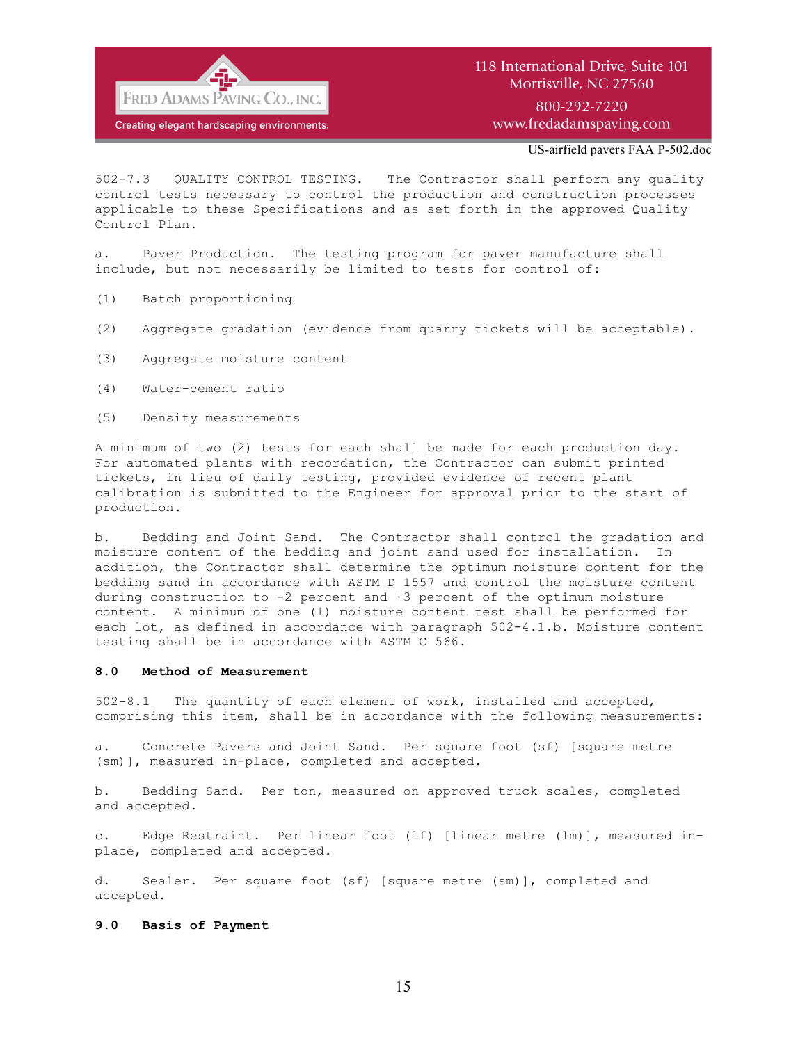502-7.3 QUALITY CONTROL TESTING. The Contractor shall perform any quality control tests necessary to control the production and construction processes applicable to these Specifications and as set forth in the approved Quality Control Plan.

a. Paver Production. The testing program for paver manufacture shall include, but not necessarily be limited to tests for control of:

(1) Batch proportioning

(2) Aggregate gradation (evidence from quarry tickets will be acceptable).

(3) Aggregate moisture content

(4) Water-cement ratio

(5) Density measurements

A minimum of two (2) tests for each shall be made for each production day. For automated plants with recordation, the Contractor can submit printed tickets, in lieu of daily testing, provided evidence of recent plant calibration is submitted to the Engineer for approval prior to the start of production.

b. Bedding and Joint Sand. The Contractor shall control the gradation and moisture content of the bedding and joint sand used for installation. In addition, the Contractor shall determine the optimum moisture content for the bedding sand in accordance with ASTM D 1557 and control the moisture content during construction to -2 percent and +3 percent of the optimum moisture content. A minimum of one (1) moisture content test shall be performed for each lot, as defined in accordance with paragraph 502-4.1.b. Moisture content testing shall be in accordance with ASTM C 566.

**8.0 Method of Measurement**

502-8.1 The quantity of each element of work, installed and accepted, comprising this item, shall be in accordance with the following measurements:

a. Concrete Pavers and Joint Sand. Per square foot (sf) [square metre (sm)], measured in-place, completed and accepted.

b. Bedding Sand. Per ton, measured on approved truck scales, completed and accepted.

c. Edge Restraint. Per linear foot (lf) [linear metre (lm)], measured in-place, completed and accepted.

d. Sealer. Per square foot (sf) [square metre (sm)], completed and accepted.

**9.0 Basis of Payment**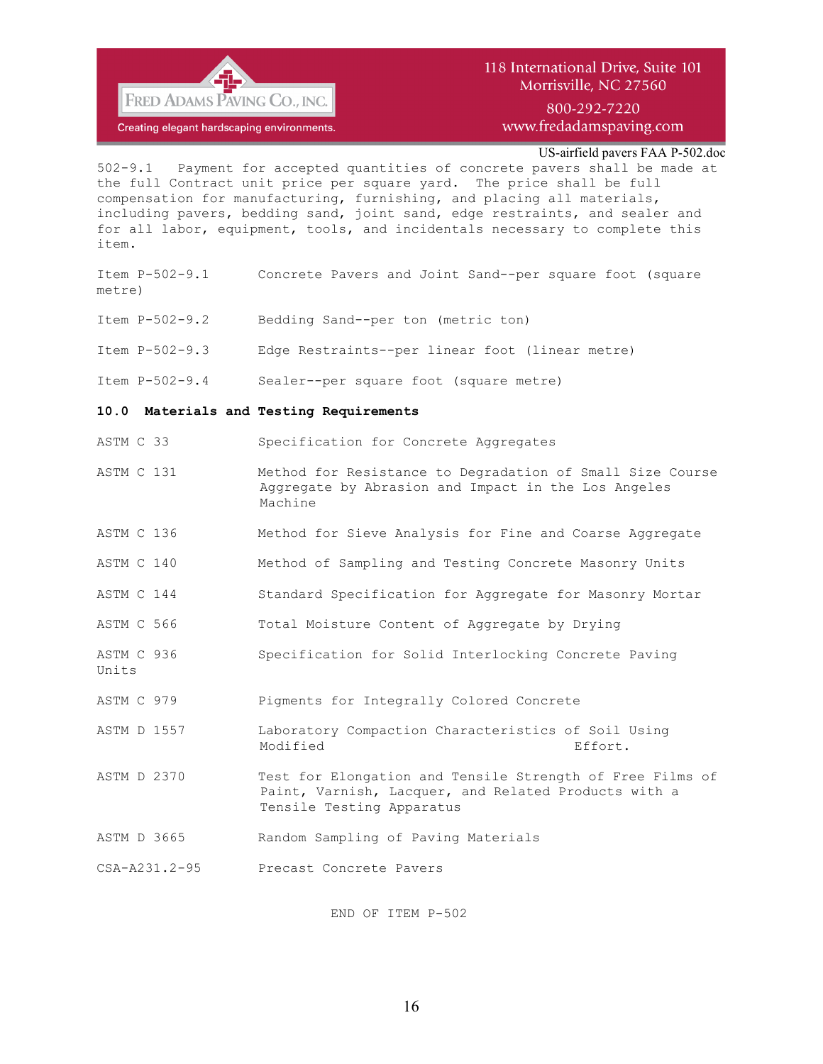502-9.1 Payment for accepted quantities of concrete pavers shall be made at the full Contract unit price per square yard. The price shall be full compensation for manufacturing, furnishing, and placing all materials, including pavers, bedding sand, joint sand, edge restraints, and sealer and for all labor, equipment, tools, and incidentals necessary to complete this item.

Item P-502-9.1 Concrete Pavers and Joint Sand--per square foot (square metre)

Item P-502-9.2 Bedding Sand--per ton (metric ton)

Item P-502-9.3 Edge Restraints--per linear foot (linear metre)

Item P-502-9.4 Sealer--per square foot (square metre)

**10.0 Materials and Testing Requirements**

ASTM C 33 Specification for Concrete Aggregates

ASTM C 131 Method for Resistance to Degradation of Small Size Course Aggregate by Abrasion and Impact in the Los Angeles Machine

ASTM C 136 Method for Sieve Analysis for Fine and Coarse Aggregate

ASTM C 140 Method of Sampling and Testing Concrete Masonry Units

ASTM C 144 Standard Specification for Aggregate for Masonry Mortar

ASTM C 566 Total Moisture Content of Aggregate by Drying

ASTM C 936 Specification for Solid Interlocking Concrete Paving Units

ASTM C 979 Pigments for Integrally Colored Concrete

ASTM D 1557 Laboratory Compaction Characteristics of Soil Using Modified Effort.

ASTM D 2370 Test for Elongation and Tensile Strength of Free Films of Paint, Varnish, Lacquer, and Related Products with a Tensile Testing Apparatus

ASTM D 3665 Random Sampling of Paving Materials

CSA-A231.2-95 Precast Concrete Pavers

END OF ITEM P-502